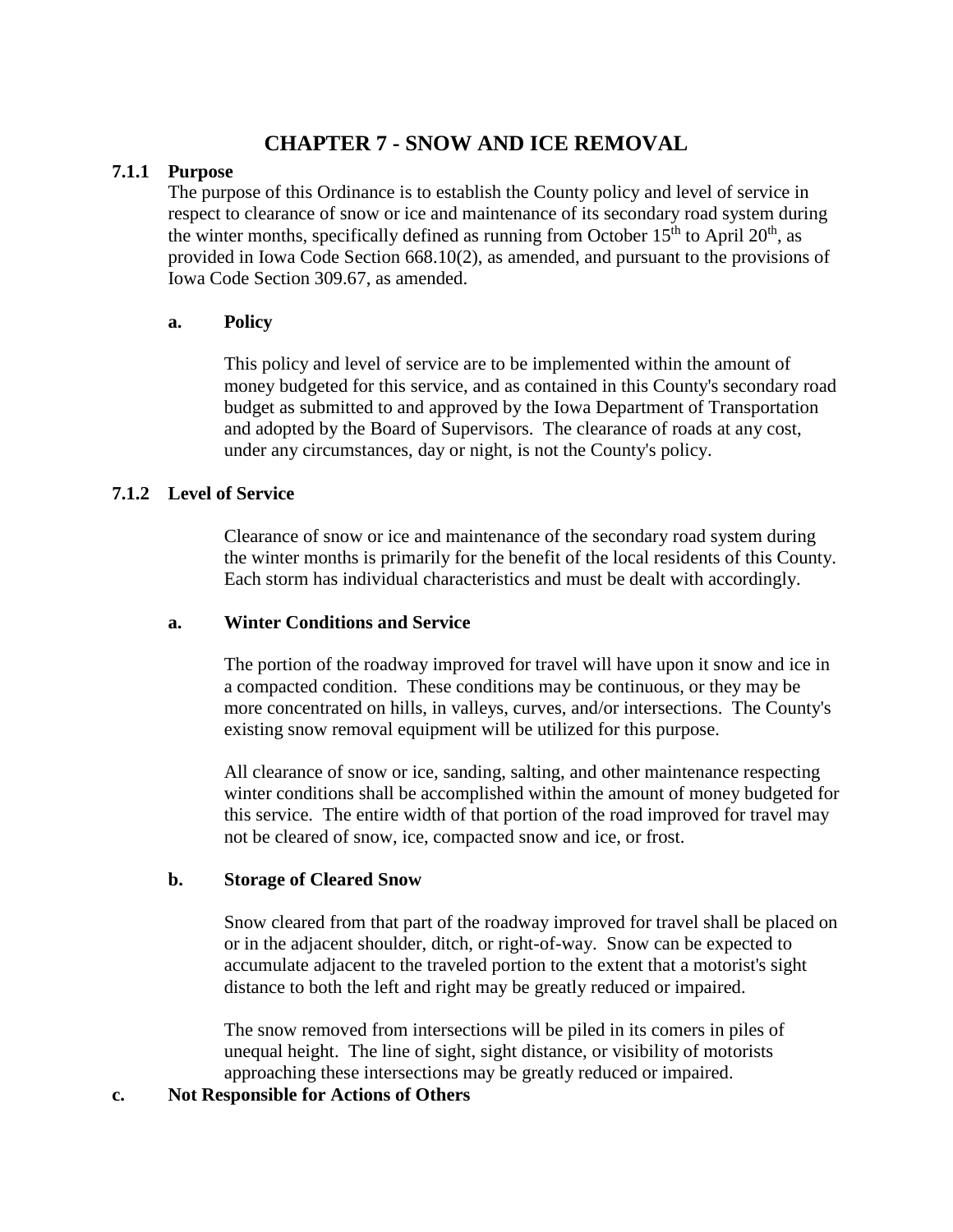# CHAPTER 7 - SNOW AND ICE REMOVAL

## 7.1.1 Purpose

The purpose of this Ordinance is to establish the County policy and level of service in respect to clearance of snow or ice and maintenance of its secondary road system during the winter months, specifically defined as running from October 15th to April 20th, as provided in Iowa Code Section 668.10(2), as amended, and pursuant to the provisions of Iowa Code Section 309.67, as amended.

### a. Policy

This policy and level of service are to be implemented within the amount of money budgeted for this service, and as contained in this County's secondary road budget as submitted to and approved by the Iowa Department of Transportation and adopted by the Board of Supervisors. The clearance of roads at any cost, under any circumstances, day or night, is not the County's policy.

## 7.1.2 Level of Service

Clearance of snow or ice and maintenance of the secondary road system during the winter months is primarily for the benefit of the local residents of this County. Each storm has individual characteristics and must be dealt with accordingly.

### a. Winter Conditions and Service

The portion of the roadway improved for travel will have upon it snow and ice in a compacted condition. These conditions may be continuous, or they may be more concentrated on hills, in valleys, curves, and/or intersections. The County's existing snow removal equipment will be utilized for this purpose.

All clearance of snow or ice, sanding, salting, and other maintenance respecting winter conditions shall be accomplished within the amount of money budgeted for this service. The entire width of that portion of the road improved for travel may not be cleared of snow, ice, compacted snow and ice, or frost.

### b. Storage of Cleared Snow

Snow cleared from that part of the roadway improved for travel shall be placed on or in the adjacent shoulder, ditch, or right-of-way. Snow can be expected to accumulate adjacent to the traveled portion to the extent that a motorist's sight distance to both the left and right may be greatly reduced or impaired.

The snow removed from intersections will be piled in its comers in piles of unequal height. The line of sight, sight distance, or visibility of motorists approaching these intersections may be greatly reduced or impaired.

### c. Not Responsible for Actions of Others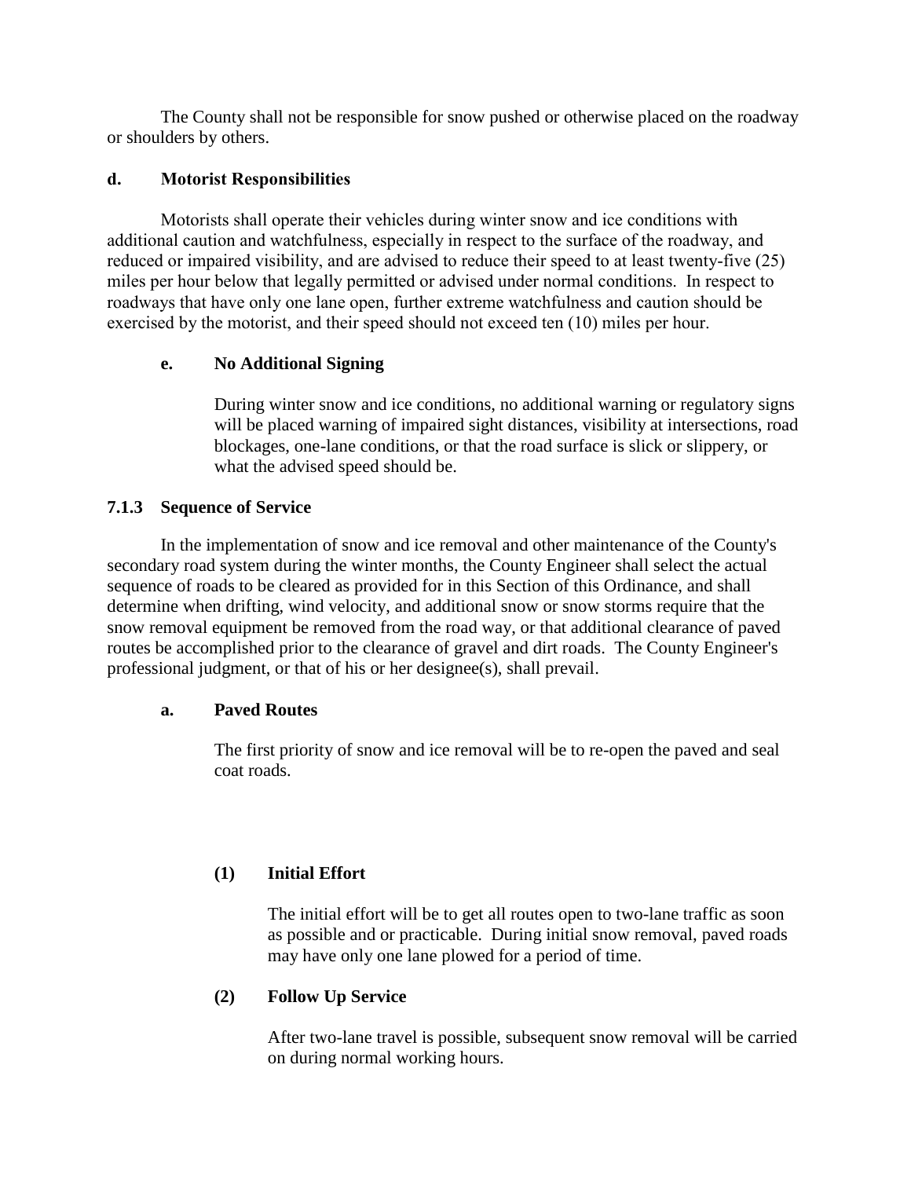The County shall not be responsible for snow pushed or otherwise placed on the roadway or shoulders by others.

#### d. Motorist Responsibilities

Motorists shall operate their vehicles during winter snow and ice conditions with additional caution and watchfulness, especially in respect to the surface of the roadway, and reduced or impaired visibility, and are advised to reduce their speed to at least twenty-five (25) miles per hour below that legally permitted or advised under normal conditions. In respect to roadways that have only one lane open, further extreme watchfulness and caution should be exercised by the motorist, and their speed should not exceed ten (10) miles per hour.

#### e. No Additional Signing

During winter snow and ice conditions, no additional warning or regulatory signs will be placed warning of impaired sight distances, visibility at intersections, road blockages, one-lane conditions, or that the road surface is slick or slippery, or what the advised speed should be.

### 7.1.3 Sequence of Service

In the implementation of snow and ice removal and other maintenance of the County's secondary road system during the winter months, the County Engineer shall select the actual sequence of roads to be cleared as provided for in this Section of this Ordinance, and shall determine when drifting, wind velocity, and additional snow or snow storms require that the snow removal equipment be removed from the road way, or that additional clearance of paved routes be accomplished prior to the clearance of gravel and dirt roads. The County Engineer's professional judgment, or that of his or her designee(s), shall prevail.

#### a. Paved Routes

The first priority of snow and ice removal will be to re-open the paved and seal coat roads.

##### (1) Initial Effort

The initial effort will be to get all routes open to two-lane traffic as soon as possible and or practicable. During initial snow removal, paved roads may have only one lane plowed for a period of time.

##### (2) Follow Up Service

After two-lane travel is possible, subsequent snow removal will be carried on during normal working hours.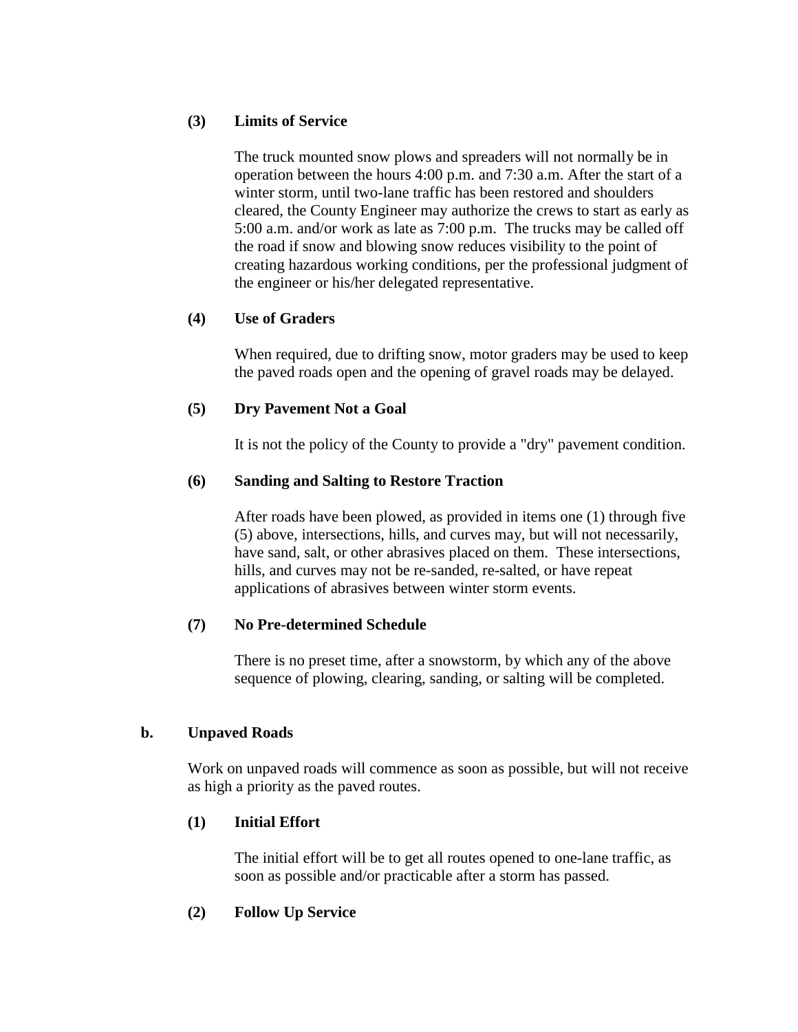#### (3) Limits of Service

The truck mounted snow plows and spreaders will not normally be in operation between the hours 4:00 p.m. and 7:30 a.m. After the start of a winter storm, until two-lane traffic has been restored and shoulders cleared, the County Engineer may authorize the crews to start as early as 5:00 a.m. and/or work as late as 7:00 p.m. The trucks may be called off the road if snow and blowing snow reduces visibility to the point of creating hazardous working conditions, per the professional judgment of the engineer or his/her delegated representative.

#### (4) Use of Graders

When required, due to drifting snow, motor graders may be used to keep the paved roads open and the opening of gravel roads may be delayed.

#### (5) Dry Pavement Not a Goal

It is not the policy of the County to provide a "dry" pavement condition.

#### (6) Sanding and Salting to Restore Traction

After roads have been plowed, as provided in items one (1) through five (5) above, intersections, hills, and curves may, but will not necessarily, have sand, salt, or other abrasives placed on them. These intersections, hills, and curves may not be re-sanded, re-salted, or have repeat applications of abrasives between winter storm events.

#### (7) No Pre-determined Schedule

There is no preset time, after a snowstorm, by which any of the above sequence of plowing, clearing, sanding, or salting will be completed.

### b. Unpaved Roads

Work on unpaved roads will commence as soon as possible, but will not receive as high a priority as the paved routes.

#### (1) Initial Effort

The initial effort will be to get all routes opened to one-lane traffic, as soon as possible and/or practicable after a storm has passed.

#### (2) Follow Up Service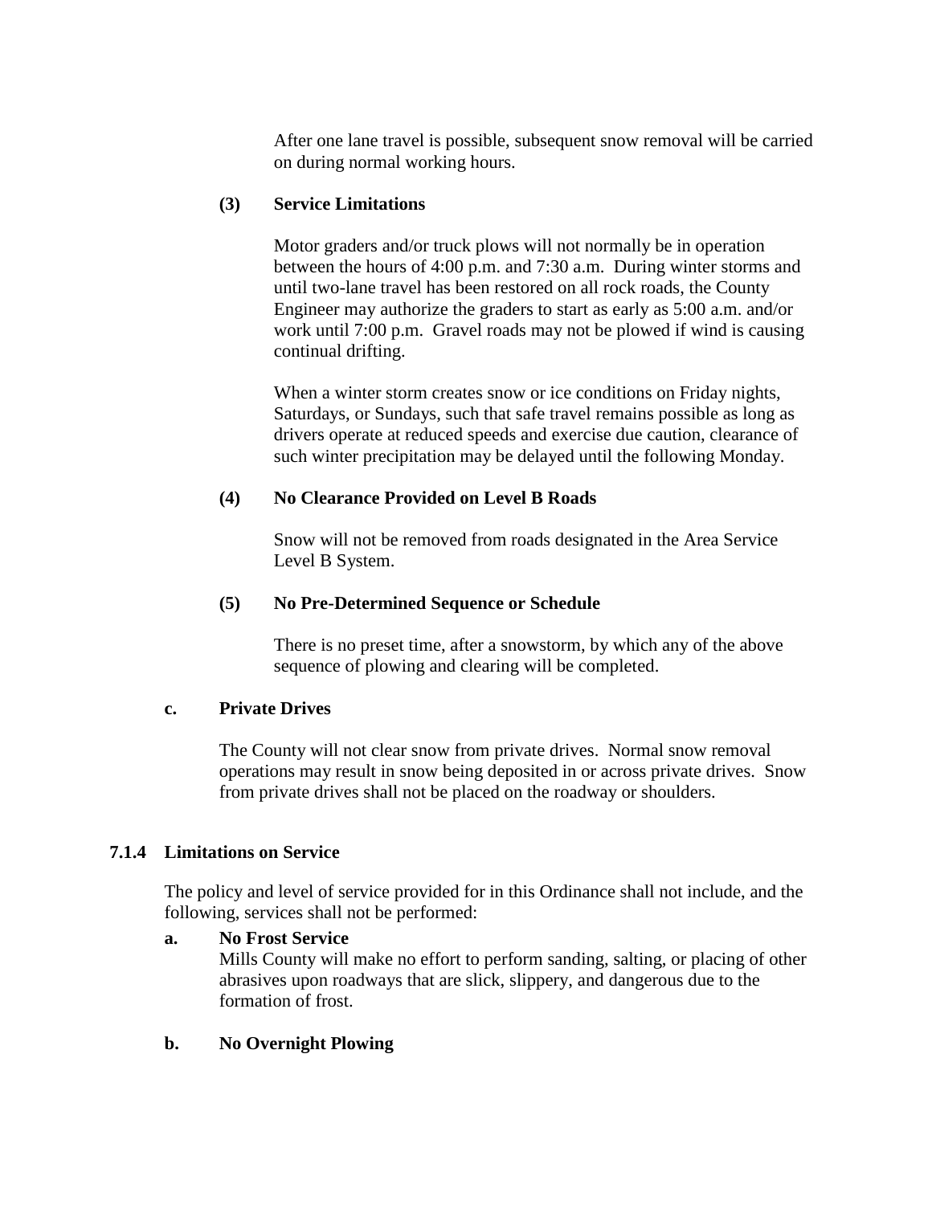After one lane travel is possible, subsequent snow removal will be carried on during normal working hours.

**(3) Service Limitations**

Motor graders and/or truck plows will not normally be in operation between the hours of 4:00 p.m. and 7:30 a.m. During winter storms and until two-lane travel has been restored on all rock roads, the County Engineer may authorize the graders to start as early as 5:00 a.m. and/or work until 7:00 p.m. Gravel roads may not be plowed if wind is causing continual drifting.

When a winter storm creates snow or ice conditions on Friday nights, Saturdays, or Sundays, such that safe travel remains possible as long as drivers operate at reduced speeds and exercise due caution, clearance of such winter precipitation may be delayed until the following Monday.

**(4) No Clearance Provided on Level B Roads**

Snow will not be removed from roads designated in the Area Service Level B System.

**(5) No Pre-Determined Sequence or Schedule**

There is no preset time, after a snowstorm, by which any of the above sequence of plowing and clearing will be completed.

**c. Private Drives**

The County will not clear snow from private drives. Normal snow removal operations may result in snow being deposited in or across private drives. Snow from private drives shall not be placed on the roadway or shoulders.

### 7.1.4 Limitations on Service

The policy and level of service provided for in this Ordinance shall not include, and the following, services shall not be performed:

**a. No Frost Service**
Mills County will make no effort to perform sanding, salting, or placing of other abrasives upon roadways that are slick, slippery, and dangerous due to the formation of frost.

**b. No Overnight Plowing**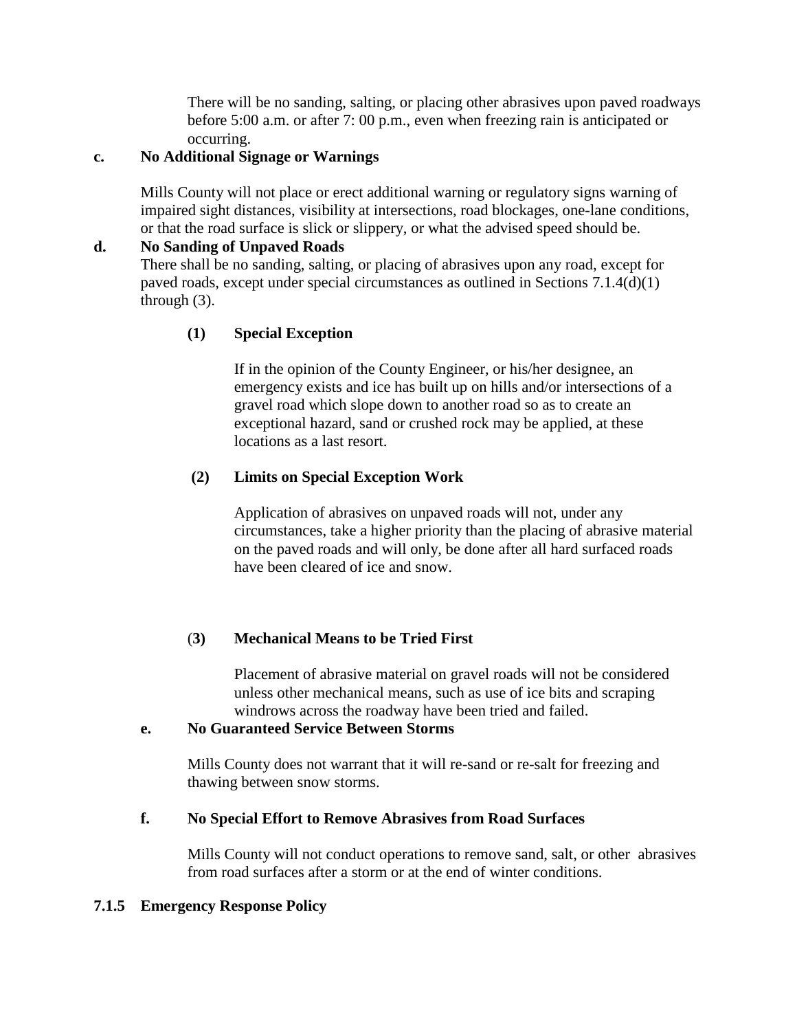There will be no sanding, salting, or placing other abrasives upon paved roadways before 5:00 a.m. or after 7: 00 p.m., even when freezing rain is anticipated or occurring.

**c. No Additional Signage or Warnings**

Mills County will not place or erect additional warning or regulatory signs warning of impaired sight distances, visibility at intersections, road blockages, one-lane conditions, or that the road surface is slick or slippery, or what the advised speed should be.

**d. No Sanding of Unpaved Roads**

There shall be no sanding, salting, or placing of abrasives upon any road, except for paved roads, except under special circumstances as outlined in Sections 7.1.4(d)(1) through (3).

**(1) Special Exception**

If in the opinion of the County Engineer, or his/her designee, an emergency exists and ice has built up on hills and/or intersections of a gravel road which slope down to another road so as to create an exceptional hazard, sand or crushed rock may be applied, at these locations as a last resort.

**(2) Limits on Special Exception Work**

Application of abrasives on unpaved roads will not, under any circumstances, take a higher priority than the placing of abrasive material on the paved roads and will only, be done after all hard surfaced roads have been cleared of ice and snow.

(**3) Mechanical Means to be Tried First**

Placement of abrasive material on gravel roads will not be considered unless other mechanical means, such as use of ice bits and scraping windrows across the roadway have been tried and failed.

**e. No Guaranteed Service Between Storms**

Mills County does not warrant that it will re-sand or re-salt for freezing and thawing between snow storms.

**f. No Special Effort to Remove Abrasives from Road Surfaces**

Mills County will not conduct operations to remove sand, salt, or other abrasives from road surfaces after a storm or at the end of winter conditions.

### 7.1.5 Emergency Response Policy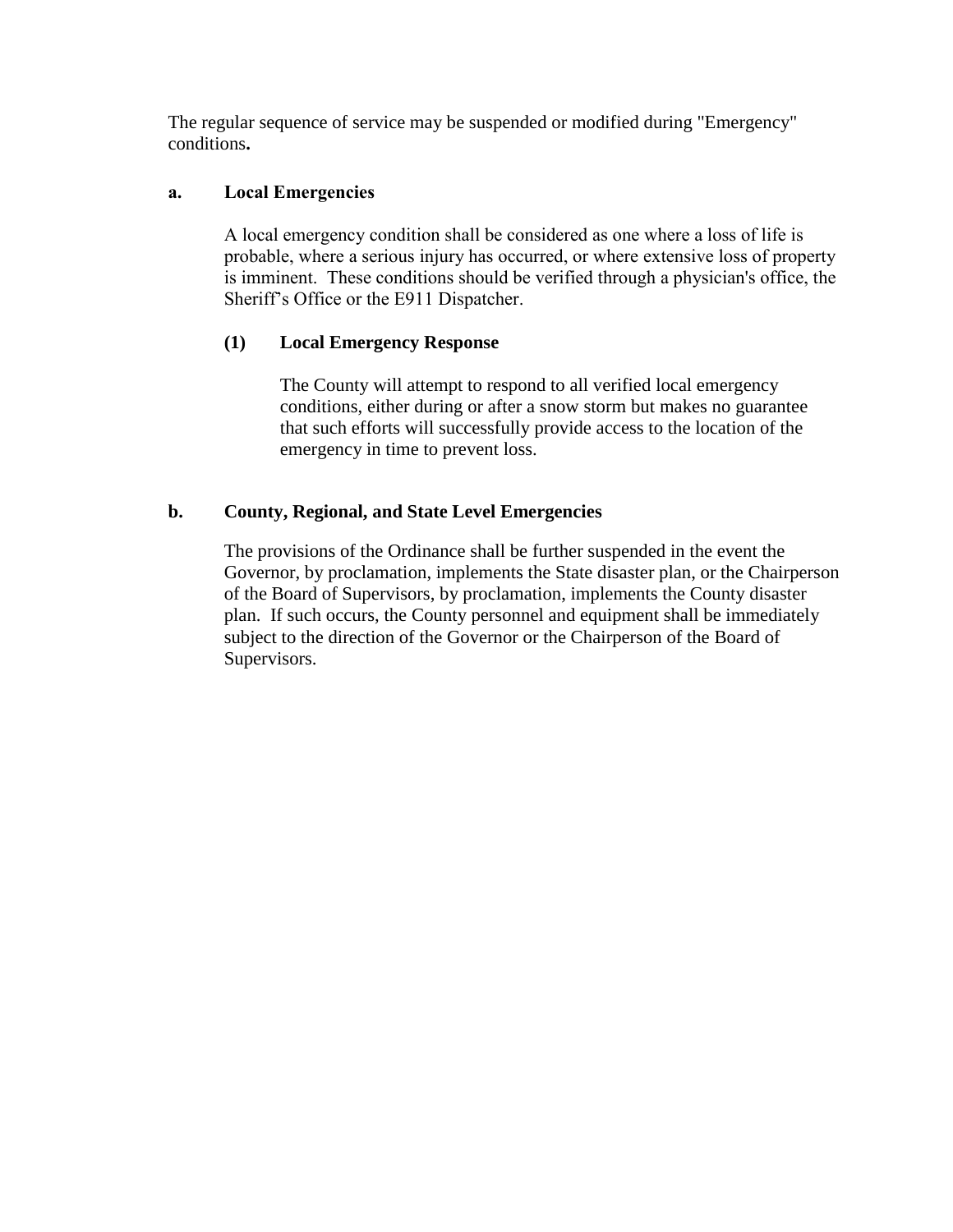The regular sequence of service may be suspended or modified during "Emergency" conditions**.**

**a. Local Emergencies**

A local emergency condition shall be considered as one where a loss of life is probable, where a serious injury has occurred, or where extensive loss of property is imminent. These conditions should be verified through a physician's office, the Sheriff's Office or the E911 Dispatcher.

**(1) Local Emergency Response**

The County will attempt to respond to all verified local emergency conditions, either during or after a snow storm but makes no guarantee that such efforts will successfully provide access to the location of the emergency in time to prevent loss.

**b. County, Regional, and State Level Emergencies**

The provisions of the Ordinance shall be further suspended in the event the Governor, by proclamation, implements the State disaster plan, or the Chairperson of the Board of Supervisors, by proclamation, implements the County disaster plan. If such occurs, the County personnel and equipment shall be immediately subject to the direction of the Governor or the Chairperson of the Board of Supervisors.